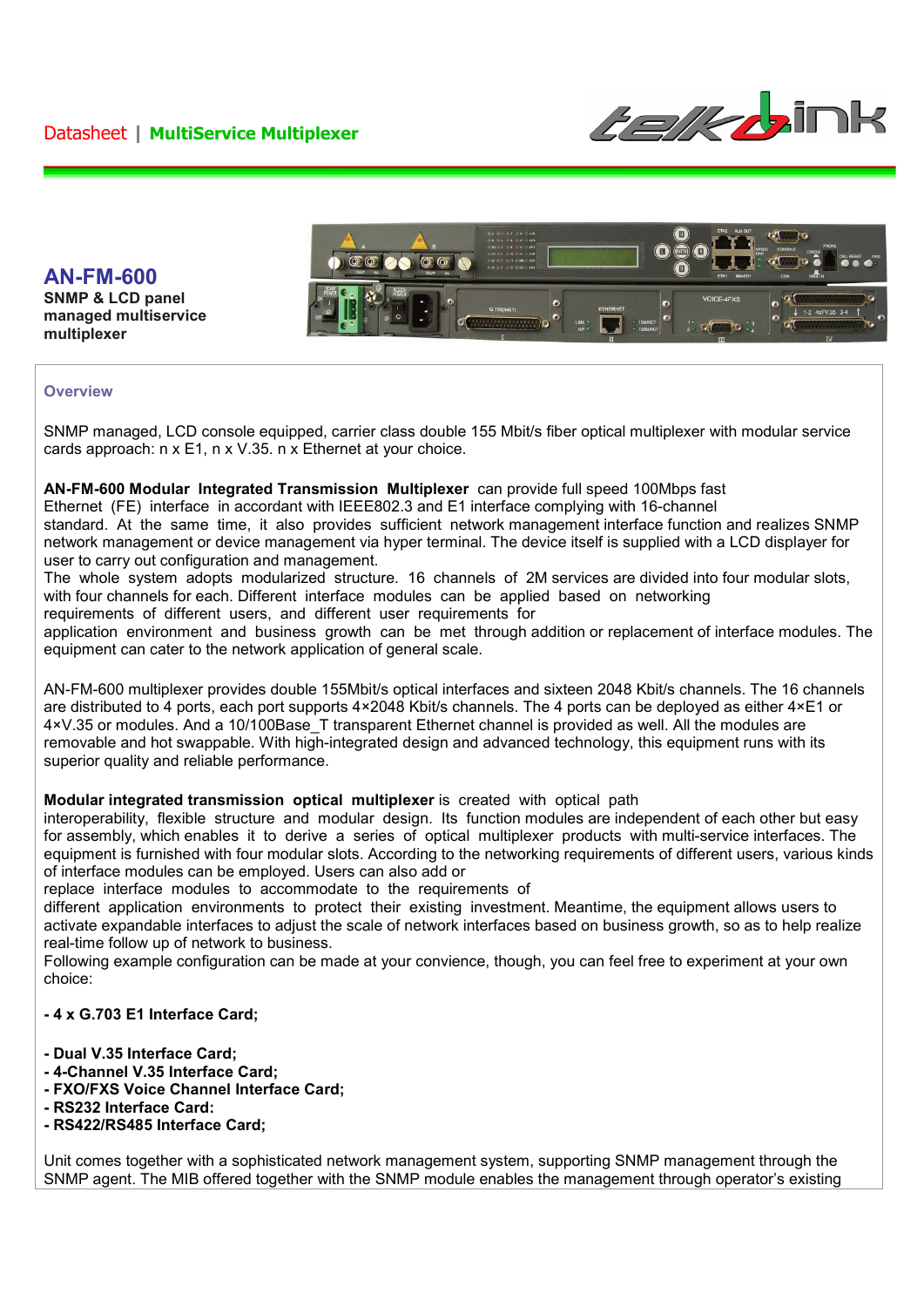Datasheet | **MultiService Multiplexer**

## AN-FM-600

**SNMP & LCD panel managed multiservice multiplexer**

### Overview

SNMP managed, LCD console equipped, carrier class double 155 Mbit/s fiber optical multiplexer with modular service cards approach: n x E1, n x V.35. n x Ethernet at your choice.

**AN-FM-600 Modular Integrated Transmission Multiplexer** can provide full speed 100Mbps fast Ethernet (FE) interface in accordant with IEEE802.3 and E1 interface complying with 16-channel standard. At the same time, it also provides sufficient network management interface function and realizes SNMP network management or device management via hyper terminal. The device itself is supplied with a LCD displayer for user to carry out configuration and management.
The whole system adopts modularized structure. 16 channels of 2M services are divided into four modular slots, with four channels for each. Different interface modules can be applied based on networking requirements of different users, and different user requirements for application environment and business growth can be met through addition or replacement of interface modules. The equipment can cater to the network application of general scale.

AN-FM-600 multiplexer provides double 155Mbit/s optical interfaces and sixteen 2048 Kbit/s channels. The 16 channels are distributed to 4 ports, each port supports 4×2048 Kbit/s channels. The 4 ports can be deployed as either 4×E1 or 4×V.35 or modules. And a 10/100Base_T transparent Ethernet channel is provided as well. All the modules are removable and hot swappable. With high-integrated design and advanced technology, this equipment runs with its superior quality and reliable performance.

**Modular integrated transmission optical multiplexer** is created with optical path interoperability, flexible structure and modular design. Its function modules are independent of each other but easy for assembly, which enables it to derive a series of optical multiplexer products with multi-service interfaces. The equipment is furnished with four modular slots. According to the networking requirements of different users, various kinds of interface modules can be employed. Users can also add or replace interface modules to accommodate to the requirements of different application environments to protect their existing investment. Meantime, the equipment allows users to activate expandable interfaces to adjust the scale of network interfaces based on business growth, so as to help realize real-time follow up of network to business.
Following example configuration can be made at your convience, though, you can feel free to experiment at your own choice:

**- 4 x G.703 E1 Interface Card;**

**- Dual V.35 Interface Card;**
**- 4-Channel V.35 Interface Card;**
**- FXO/FXS Voice Channel Interface Card;**
**- RS232 Interface Card:**
**- RS422/RS485 Interface Card;**

Unit comes together with a sophisticated network management system, supporting SNMP management through the SNMP agent. The MIB offered together with the SNMP module enables the management through operator's existing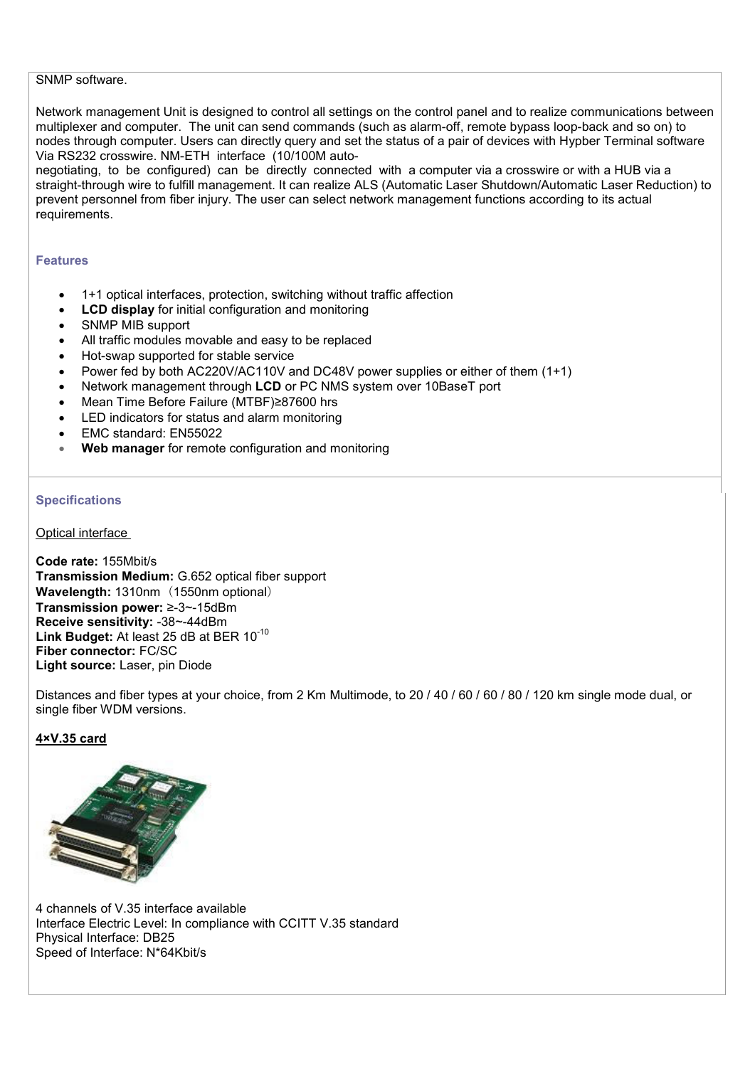SNMP software.

Network management Unit is designed to control all settings on the control panel and to realize communications between multiplexer and computer. The unit can send commands (such as alarm-off, remote bypass loop-back and so on) to nodes through computer. Users can directly query and set the status of a pair of devices with Hypber Terminal software Via RS232 crosswire. NM-ETH interface (10/100M auto-negotiating, to be configured) can be directly connected with a computer via a crosswire or with a HUB via a straight-through wire to fulfill management. It can realize ALS (Automatic Laser Shutdown/Automatic Laser Reduction) to prevent personnel from fiber injury. The user can select network management functions according to its actual requirements.

### Features

- 1+1 optical interfaces, protection, switching without traffic affection
- **LCD display** for initial configuration and monitoring
- SNMP MIB support
- All traffic modules movable and easy to be replaced
- Hot-swap supported for stable service
- Power fed by both AC220V/AC110V and DC48V power supplies or either of them (1+1)
- Network management through **LCD** or PC NMS system over 10BaseT port
- Mean Time Before Failure (MTBF)≥87600 hrs
- LED indicators for status and alarm monitoring
- EMC standard: EN55022
- **Web manager** for remote configuration and monitoring

### Specifications

Optical interface

**Code rate:** 155Mbit/s
**Transmission Medium:** G.652 optical fiber support
**Wavelength:** 1310nm（1550nm optional）
**Transmission power:** ≥-3~-15dBm
**Receive sensitivity:** -38~-44dBm
**Link Budget:** At least 25 dB at BER $10^{-10}$
**Fiber connector:** FC/SC
**Light source:** Laser, pin Diode

Distances and fiber types at your choice, from 2 Km Multimode, to 20 / 40 / 60 / 60 / 80 / 120 km single mode dual, or single fiber WDM versions.

**4×V.35 card**

4 channels of V.35 interface available
Interface Electric Level: In compliance with CCITT V.35 standard
Physical Interface: DB25
Speed of Interface: N*64Kbit/s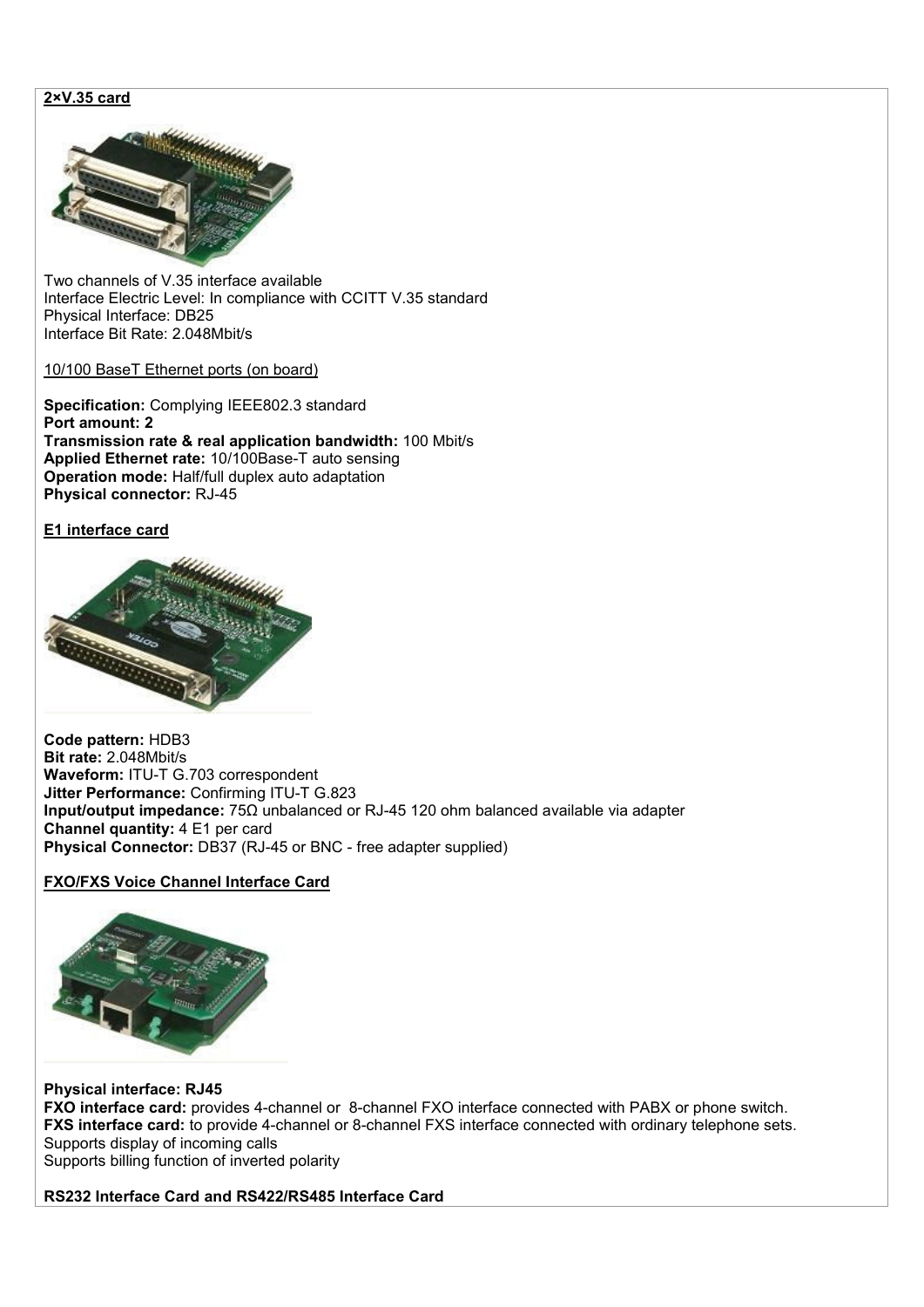**2×V.35 card**

Two channels of V.35 interface available
Interface Electric Level: In compliance with CCITT V.35 standard
Physical Interface: DB25
Interface Bit Rate: 2.048Mbit/s

10/100 BaseT Ethernet ports (on board)

**Specification:** Complying IEEE802.3 standard
**Port amount: 2**
**Transmission rate & real application bandwidth:** 100 Mbit/s
**Applied Ethernet rate:** 10/100Base-T auto sensing
**Operation mode:** Half/full duplex auto adaptation
**Physical connector:** RJ-45

**E1 interface card**

**Code pattern:** HDB3
**Bit rate:** 2.048Mbit/s
**Waveform:** ITU-T G.703 correspondent
**Jitter Performance:** Confirming ITU-T G.823
**Input/output impedance:** 75Ω unbalanced or RJ-45 120 ohm balanced available via adapter
**Channel quantity:** 4 E1 per card
**Physical Connector:** DB37 (RJ-45 or BNC - free adapter supplied)

**FXO/FXS Voice Channel Interface Card**

**Physical interface: RJ45**
**FXO interface card:** provides 4-channel or 8-channel FXO interface connected with PABX or phone switch.
**FXS interface card:** to provide 4-channel or 8-channel FXS interface connected with ordinary telephone sets.
Supports display of incoming calls
Supports billing function of inverted polarity

**RS232 Interface Card and RS422/RS485 Interface Card**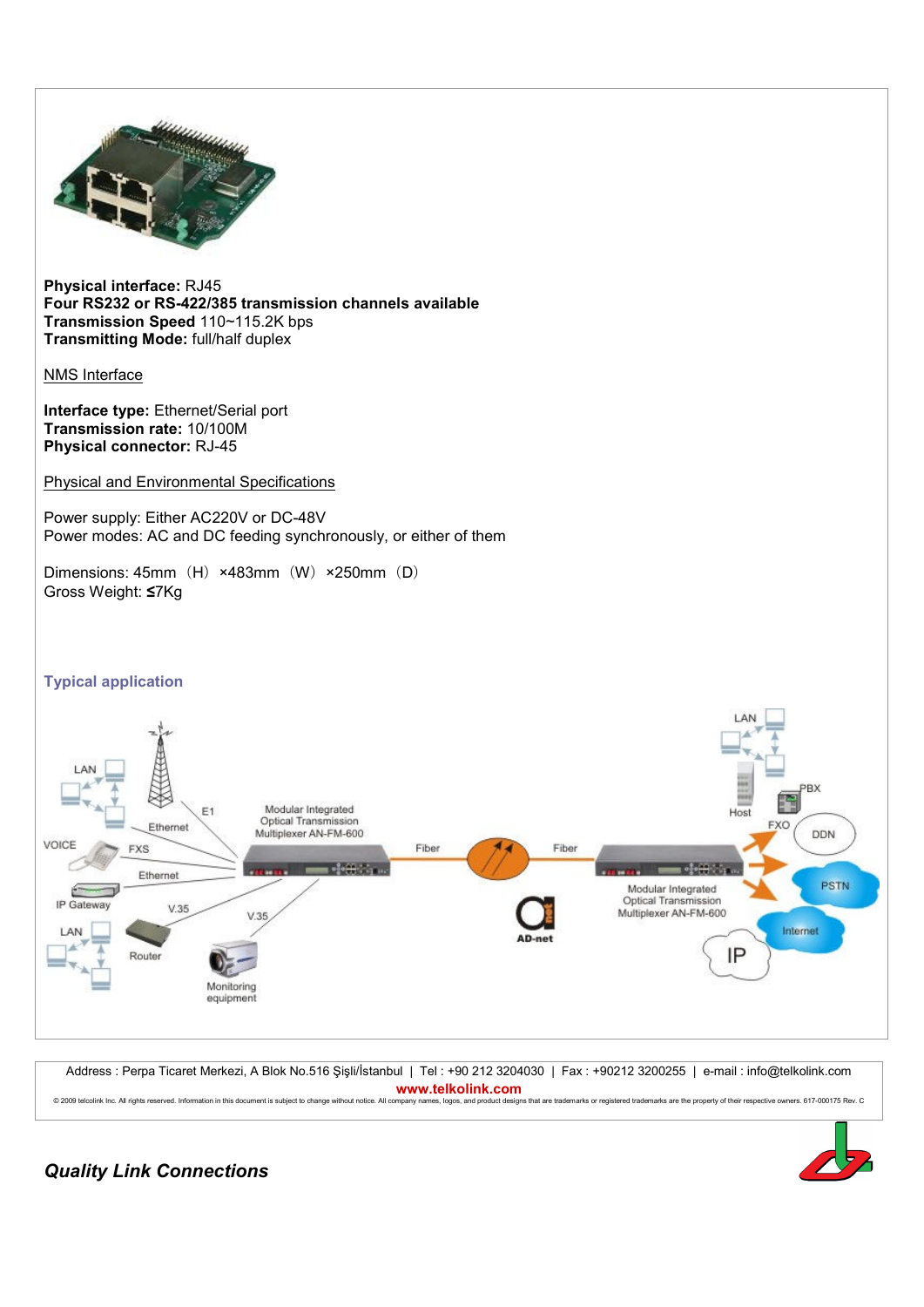**Physical interface:** RJ45
**Four RS232 or RS-422/385 transmission channels available**
**Transmission Speed** 110~115.2K bps
**Transmitting Mode:** full/half duplex

NMS Interface

**Interface type:** Ethernet/Serial port
**Transmission rate:** 10/100M
**Physical connector:** RJ-45

Physical and Environmental Specifications

Power supply: Either AC220V or DC-48V
Power modes: AC and DC feeding synchronously, or either of them

Dimensions: 45mm（H）×483mm（W）×250mm（D）
Gross Weight: ≤7Kg

## Typical application

LAN
VOICE
FXS
E1
Ethernet
Ethernet
IP Gateway
V.35
V.35
LAN
Router
Monitoring equipment
Modular Integrated Optical Transmission Multiplexer AN-FM-600
Fiber
Fiber
AD-net
Modular Integrated Optical Transmission Multiplexer AN-FM-600
LAN
Host
PBX
FXO
DDN
PSTN
Internet
IP

Address : Perpa Ticaret Merkezi, A Blok No.516 Şişli/İstanbul | Tel : +90 212 3204030 | Fax : +90212 3200255 | e-mail : info@telkolink.com
www.telkolink.com
© 2009 telcolink Inc. All rights reserved. Information in this document is subject to change without notice. All company names, logos, and product designs that are trademarks or registered trademarks are the property of their respective owners. 617-000175 Rev. C

*Quality Link Connections*